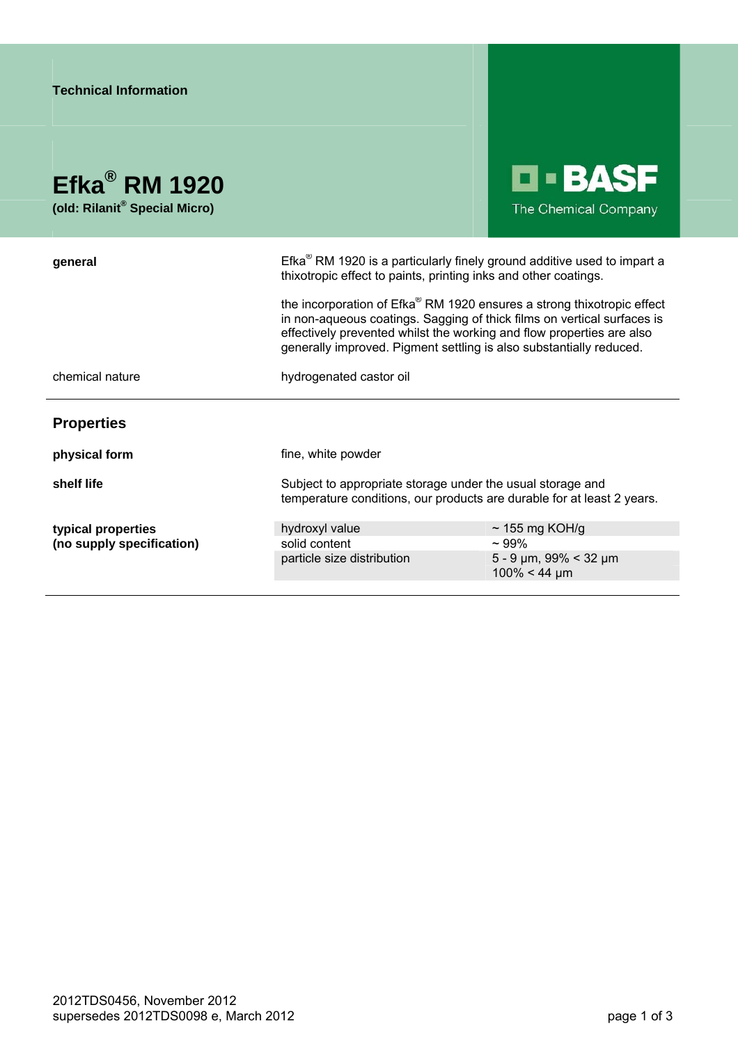Technical Information

# Efka® RM 1920

**(old: Rilanit® Special Micro)**

BASF The Chemical Company

**general**

Efka® RM 1920 is a particularly finely ground additive used to impart a thixotropic effect to paints, printing inks and other coatings.

the incorporation of Efka® RM 1920 ensures a strong thixotropic effect in non-aqueous coatings. Sagging of thick films on vertical surfaces is effectively prevented whilst the working and flow properties are also generally improved. Pigment settling is also substantially reduced.

chemical nature

hydrogenated castor oil

## Properties

**physical form**

fine, white powder

**shelf life**

Subject to appropriate storage under the usual storage and temperature conditions, our products are durable for at least 2 years.

**typical properties (no supply specification)**

| | |
|---|---|
| hydroxyl value | ~ 155 mg KOH/g |
| solid content | ~ 99% |
| particle size distribution | 5 - 9 µm, 99% < 32 µm<br>100% < 44 µm |

2012TDS0456, November 2012
supersedes 2012TDS0098 e, March 2012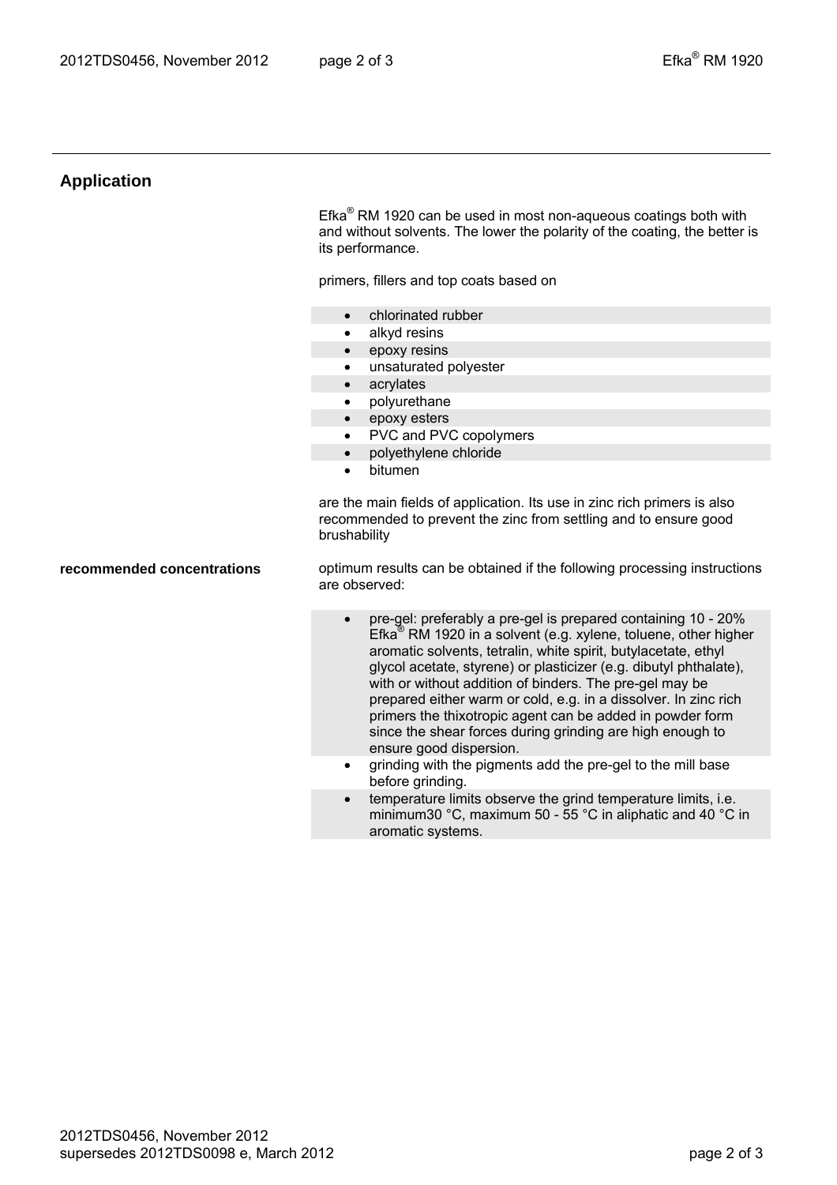## Application

Efka® RM 1920 can be used in most non-aqueous coatings both with and without solvents. The lower the polarity of the coating, the better is its performance.

primers, fillers and top coats based on

- chlorinated rubber
- alkyd resins
- epoxy resins
- unsaturated polyester
- acrylates
- polyurethane
- epoxy esters
- PVC and PVC copolymers
- polyethylene chloride
- bitumen

are the main fields of application. Its use in zinc rich primers is also recommended to prevent the zinc from settling and to ensure good brushability

**recommended concentrations**

optimum results can be obtained if the following processing instructions are observed:

- pre-gel: preferably a pre-gel is prepared containing 10 - 20% Efka® RM 1920 in a solvent (e.g. xylene, toluene, other higher aromatic solvents, tetralin, white spirit, butylacetate, ethyl glycol acetate, styrene) or plasticizer (e.g. dibutyl phthalate), with or without addition of binders. The pre-gel may be prepared either warm or cold, e.g. in a dissolver. In zinc rich primers the thixotropic agent can be added in powder form since the shear forces during grinding are high enough to ensure good dispersion.
- grinding with the pigments add the pre-gel to the mill base before grinding.
- temperature limits observe the grind temperature limits, i.e. minimum30 °C, maximum 50 - 55 °C in aliphatic and 40 °C in aromatic systems.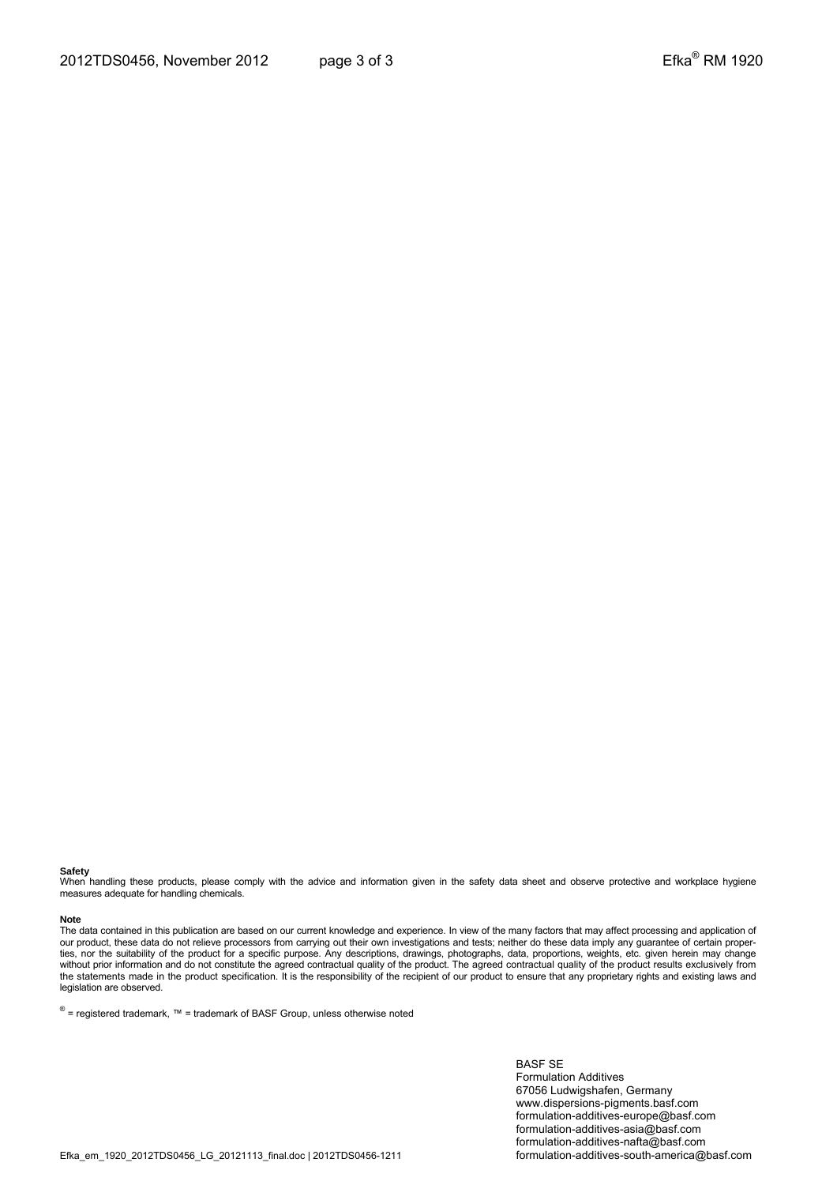**Safety**

When handling these products, please comply with the advice and information given in the safety data sheet and observe protective and workplace hygiene measures adequate for handling chemicals.

**Note**

The data contained in this publication are based on our current knowledge and experience. In view of the many factors that may affect processing and application of our product, these data do not relieve processors from carrying out their own investigations and tests; neither do these data imply any guarantee of certain properties, nor the suitability of the product for a specific purpose. Any descriptions, drawings, photographs, data, proportions, weights, etc. given herein may change without prior information and do not constitute the agreed contractual quality of the product. The agreed contractual quality of the product results exclusively from the statements made in the product specification. It is the responsibility of the recipient of our product to ensure that any proprietary rights and existing laws and legislation are observed.

® = registered trademark, ™ = trademark of BASF Group, unless otherwise noted

BASF SE
Formulation Additives
67056 Ludwigshafen, Germany
www.dispersions-pigments.basf.com
formulation-additives-europe@basf.com
formulation-additives-asia@basf.com
formulation-additives-nafta@basf.com
formulation-additives-south-america@basf.com

Efka_em_1920_2012TDS0456_LG_20121113_final.doc | 2012TDS0456-1211